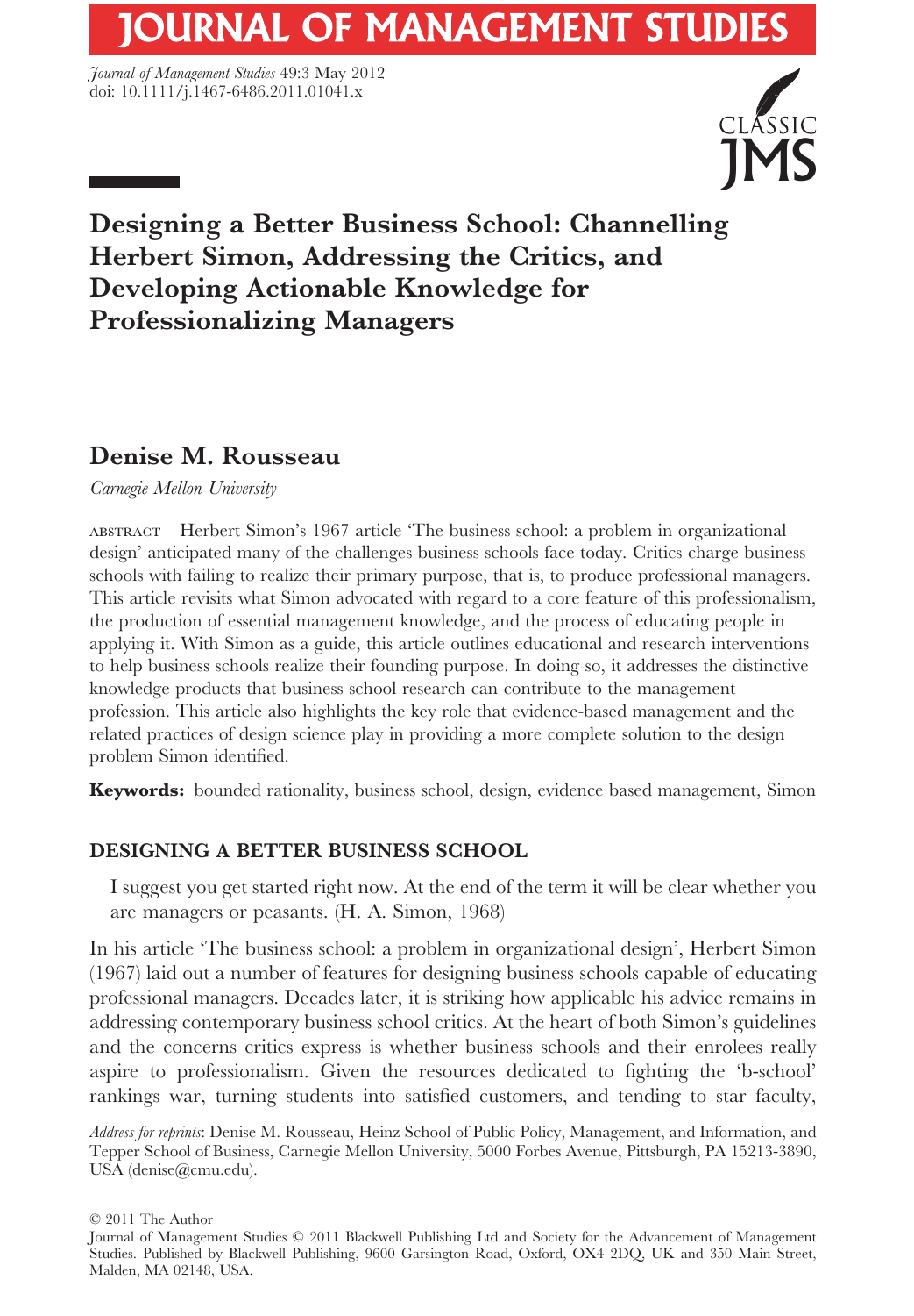# Designing a Better Business School: Channelling Herbert Simon, Addressing the Critics, and Developing Actionable Knowledge for Professionalizing Managers

## Denise M. Rousseau

*Carnegie Mellon University*

ABSTRACT Herbert Simon's 1967 article 'The business school: a problem in organizational design' anticipated many of the challenges business schools face today. Critics charge business schools with failing to realize their primary purpose, that is, to produce professional managers. This article revisits what Simon advocated with regard to a core feature of this professionalism, the production of essential management knowledge, and the process of educating people in applying it. With Simon as a guide, this article outlines educational and research interventions to help business schools realize their founding purpose. In doing so, it addresses the distinctive knowledge products that business school research can contribute to the management profession. This article also highlights the key role that evidence-based management and the related practices of design science play in providing a more complete solution to the design problem Simon identified.

**Keywords:** bounded rationality, business school, design, evidence based management, Simon

## DESIGNING A BETTER BUSINESS SCHOOL

> I suggest you get started right now. At the end of the term it will be clear whether you are managers or peasants. (H. A. Simon, 1968)

In his article 'The business school: a problem in organizational design', Herbert Simon (1967) laid out a number of features for designing business schools capable of educating professional managers. Decades later, it is striking how applicable his advice remains in addressing contemporary business school critics. At the heart of both Simon's guidelines and the concerns critics express is whether business schools and their enrolees really aspire to professionalism. Given the resources dedicated to fighting the 'b-school' rankings war, turning students into satisfied customers, and tending to star faculty,

*Address for reprints*: Denise M. Rousseau, Heinz School of Public Policy, Management, and Information, and Tepper School of Business, Carnegie Mellon University, 5000 Forbes Avenue, Pittsburgh, PA 15213-3890, USA (denise@cmu.edu).

© 2011 The Author
Journal of Management Studies © 2011 Blackwell Publishing Ltd and Society for the Advancement of Management Studies. Published by Blackwell Publishing, 9600 Garsington Road, Oxford, OX4 2DQ, UK and 350 Main Street, Malden, MA 02148, USA.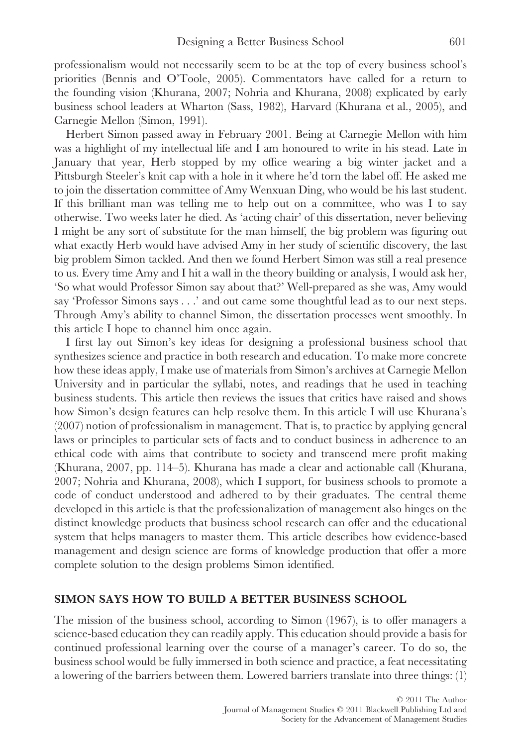professionalism would not necessarily seem to be at the top of every business school's priorities (Bennis and O'Toole, 2005). Commentators have called for a return to the founding vision (Khurana, 2007; Nohria and Khurana, 2008) explicated by early business school leaders at Wharton (Sass, 1982), Harvard (Khurana et al., 2005), and Carnegie Mellon (Simon, 1991).

Herbert Simon passed away in February 2001. Being at Carnegie Mellon with him was a highlight of my intellectual life and I am honoured to write in his stead. Late in January that year, Herb stopped by my office wearing a big winter jacket and a Pittsburgh Steeler's knit cap with a hole in it where he'd torn the label off. He asked me to join the dissertation committee of Amy Wenxuan Ding, who would be his last student. If this brilliant man was telling me to help out on a committee, who was I to say otherwise. Two weeks later he died. As 'acting chair' of this dissertation, never believing I might be any sort of substitute for the man himself, the big problem was figuring out what exactly Herb would have advised Amy in her study of scientific discovery, the last big problem Simon tackled. And then we found Herbert Simon was still a real presence to us. Every time Amy and I hit a wall in the theory building or analysis, I would ask her, 'So what would Professor Simon say about that?' Well-prepared as she was, Amy would say 'Professor Simons says . . .' and out came some thoughtful lead as to our next steps. Through Amy's ability to channel Simon, the dissertation processes went smoothly. In this article I hope to channel him once again.

I first lay out Simon's key ideas for designing a professional business school that synthesizes science and practice in both research and education. To make more concrete how these ideas apply, I make use of materials from Simon's archives at Carnegie Mellon University and in particular the syllabi, notes, and readings that he used in teaching business students. This article then reviews the issues that critics have raised and shows how Simon's design features can help resolve them. In this article I will use Khurana's (2007) notion of professionalism in management. That is, to practice by applying general laws or principles to particular sets of facts and to conduct business in adherence to an ethical code with aims that contribute to society and transcend mere profit making (Khurana, 2007, pp. 114–5). Khurana has made a clear and actionable call (Khurana, 2007; Nohria and Khurana, 2008), which I support, for business schools to promote a code of conduct understood and adhered to by their graduates. The central theme developed in this article is that the professionalization of management also hinges on the distinct knowledge products that business school research can offer and the educational system that helps managers to master them. This article describes how evidence-based management and design science are forms of knowledge production that offer a more complete solution to the design problems Simon identified.

## SIMON SAYS HOW TO BUILD A BETTER BUSINESS SCHOOL

The mission of the business school, according to Simon (1967), is to offer managers a science-based education they can readily apply. This education should provide a basis for continued professional learning over the course of a manager's career. To do so, the business school would be fully immersed in both science and practice, a feat necessitating a lowering of the barriers between them. Lowered barriers translate into three things: (1)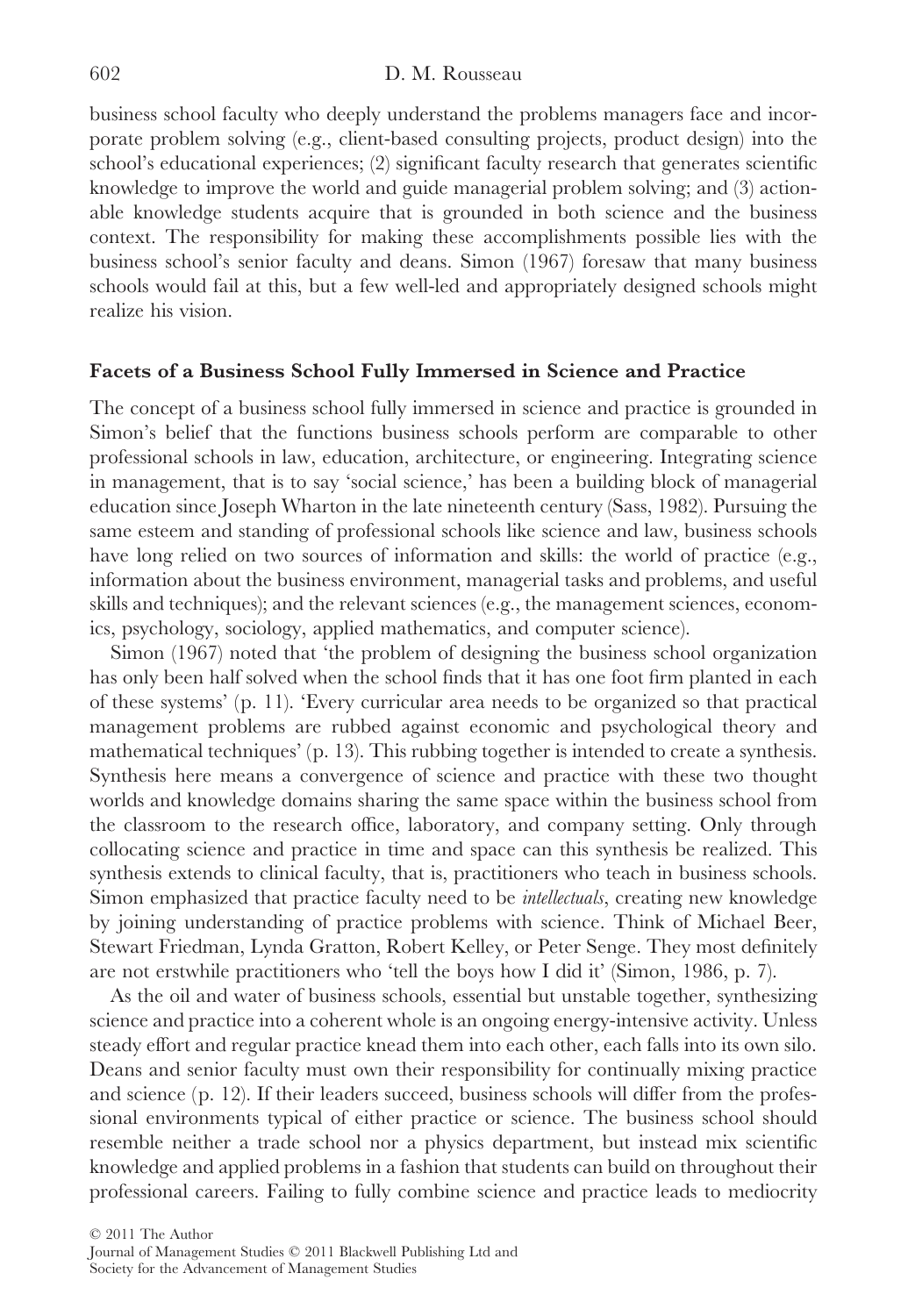business school faculty who deeply understand the problems managers face and incorporate problem solving (e.g., client-based consulting projects, product design) into the school's educational experiences; (2) significant faculty research that generates scientific knowledge to improve the world and guide managerial problem solving; and (3) actionable knowledge students acquire that is grounded in both science and the business context. The responsibility for making these accomplishments possible lies with the business school's senior faculty and deans. Simon (1967) foresaw that many business schools would fail at this, but a few well-led and appropriately designed schools might realize his vision.

### Facets of a Business School Fully Immersed in Science and Practice

The concept of a business school fully immersed in science and practice is grounded in Simon's belief that the functions business schools perform are comparable to other professional schools in law, education, architecture, or engineering. Integrating science in management, that is to say 'social science,' has been a building block of managerial education since Joseph Wharton in the late nineteenth century (Sass, 1982). Pursuing the same esteem and standing of professional schools like science and law, business schools have long relied on two sources of information and skills: the world of practice (e.g., information about the business environment, managerial tasks and problems, and useful skills and techniques); and the relevant sciences (e.g., the management sciences, economics, psychology, sociology, applied mathematics, and computer science).

Simon (1967) noted that 'the problem of designing the business school organization has only been half solved when the school finds that it has one foot firm planted in each of these systems' (p. 11). 'Every curricular area needs to be organized so that practical management problems are rubbed against economic and psychological theory and mathematical techniques' (p. 13). This rubbing together is intended to create a synthesis. Synthesis here means a convergence of science and practice with these two thought worlds and knowledge domains sharing the same space within the business school from the classroom to the research office, laboratory, and company setting. Only through collocating science and practice in time and space can this synthesis be realized. This synthesis extends to clinical faculty, that is, practitioners who teach in business schools. Simon emphasized that practice faculty need to be *intellectuals*, creating new knowledge by joining understanding of practice problems with science. Think of Michael Beer, Stewart Friedman, Lynda Gratton, Robert Kelley, or Peter Senge. They most definitely are not erstwhile practitioners who 'tell the boys how I did it' (Simon, 1986, p. 7).

As the oil and water of business schools, essential but unstable together, synthesizing science and practice into a coherent whole is an ongoing energy-intensive activity. Unless steady effort and regular practice knead them into each other, each falls into its own silo. Deans and senior faculty must own their responsibility for continually mixing practice and science (p. 12). If their leaders succeed, business schools will differ from the professional environments typical of either practice or science. The business school should resemble neither a trade school nor a physics department, but instead mix scientific knowledge and applied problems in a fashion that students can build on throughout their professional careers. Failing to fully combine science and practice leads to mediocrity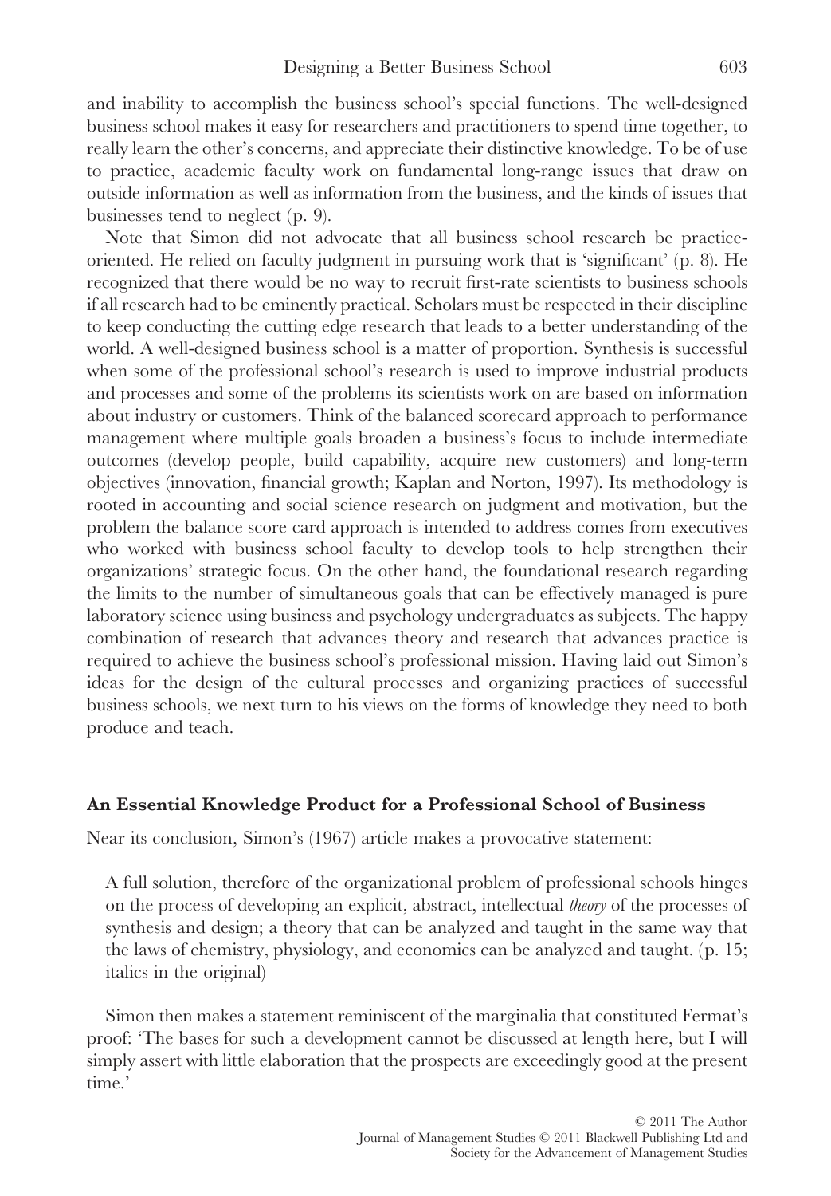and inability to accomplish the business school's special functions. The well-designed business school makes it easy for researchers and practitioners to spend time together, to really learn the other's concerns, and appreciate their distinctive knowledge. To be of use to practice, academic faculty work on fundamental long-range issues that draw on outside information as well as information from the business, and the kinds of issues that businesses tend to neglect (p. 9).

Note that Simon did not advocate that all business school research be practice-oriented. He relied on faculty judgment in pursuing work that is 'significant' (p. 8). He recognized that there would be no way to recruit first-rate scientists to business schools if all research had to be eminently practical. Scholars must be respected in their discipline to keep conducting the cutting edge research that leads to a better understanding of the world. A well-designed business school is a matter of proportion. Synthesis is successful when some of the professional school's research is used to improve industrial products and processes and some of the problems its scientists work on are based on information about industry or customers. Think of the balanced scorecard approach to performance management where multiple goals broaden a business's focus to include intermediate outcomes (develop people, build capability, acquire new customers) and long-term objectives (innovation, financial growth; Kaplan and Norton, 1997). Its methodology is rooted in accounting and social science research on judgment and motivation, but the problem the balance score card approach is intended to address comes from executives who worked with business school faculty to develop tools to help strengthen their organizations' strategic focus. On the other hand, the foundational research regarding the limits to the number of simultaneous goals that can be effectively managed is pure laboratory science using business and psychology undergraduates as subjects. The happy combination of research that advances theory and research that advances practice is required to achieve the business school's professional mission. Having laid out Simon's ideas for the design of the cultural processes and organizing practices of successful business schools, we next turn to his views on the forms of knowledge they need to both produce and teach.

## An Essential Knowledge Product for a Professional School of Business

Near its conclusion, Simon's (1967) article makes a provocative statement:

> A full solution, therefore of the organizational problem of professional schools hinges on the process of developing an explicit, abstract, intellectual *theory* of the processes of synthesis and design; a theory that can be analyzed and taught in the same way that the laws of chemistry, physiology, and economics can be analyzed and taught. (p. 15; italics in the original)

Simon then makes a statement reminiscent of the marginalia that constituted Fermat's proof: 'The bases for such a development cannot be discussed at length here, but I will simply assert with little elaboration that the prospects are exceedingly good at the present time.'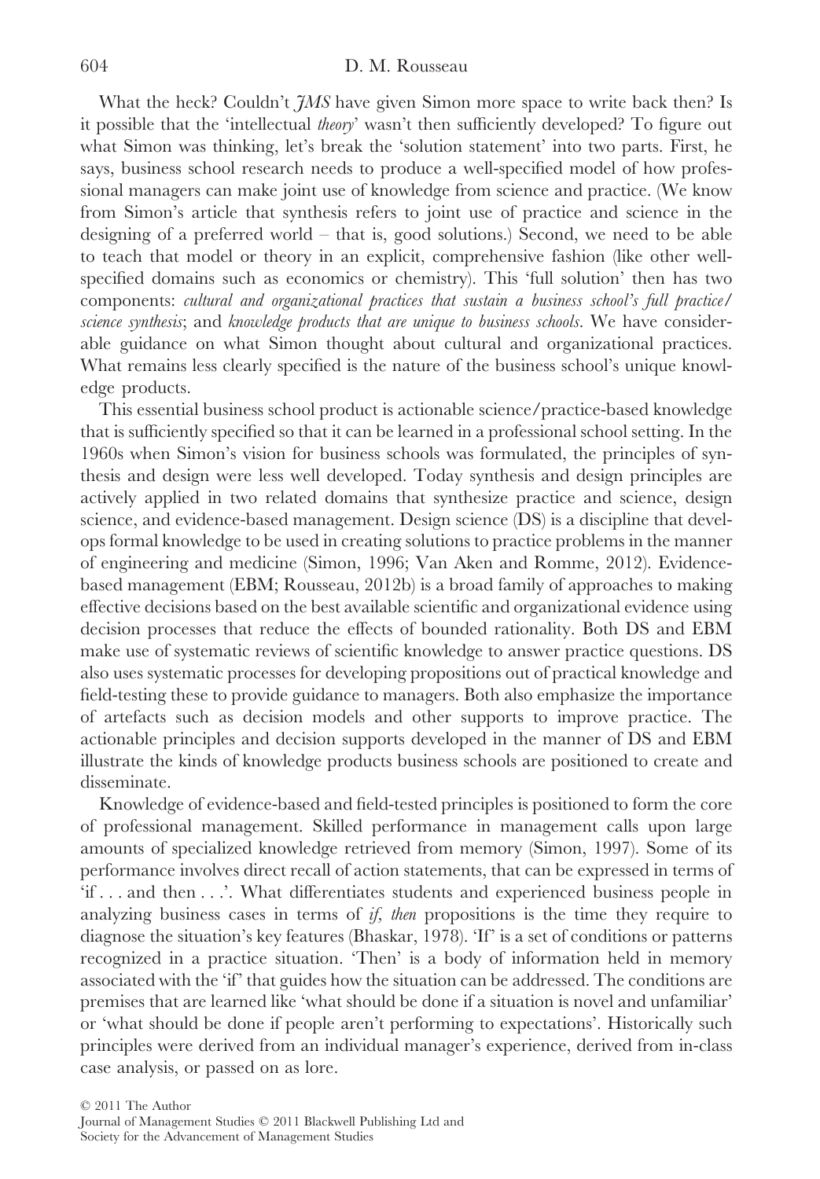What the heck? Couldn't *JMS* have given Simon more space to write back then? Is it possible that the 'intellectual *theory*' wasn't then sufficiently developed? To figure out what Simon was thinking, let's break the 'solution statement' into two parts. First, he says, business school research needs to produce a well-specified model of how professional managers can make joint use of knowledge from science and practice. (We know from Simon's article that synthesis refers to joint use of practice and science in the designing of a preferred world – that is, good solutions.) Second, we need to be able to teach that model or theory in an explicit, comprehensive fashion (like other well-specified domains such as economics or chemistry). This 'full solution' then has two components: *cultural and organizational practices that sustain a business school's full practice/science synthesis*; and *knowledge products that are unique to business schools*. We have considerable guidance on what Simon thought about cultural and organizational practices. What remains less clearly specified is the nature of the business school's unique knowledge products.

This essential business school product is actionable science/practice-based knowledge that is sufficiently specified so that it can be learned in a professional school setting. In the 1960s when Simon's vision for business schools was formulated, the principles of synthesis and design were less well developed. Today synthesis and design principles are actively applied in two related domains that synthesize practice and science, design science, and evidence-based management. Design science (DS) is a discipline that develops formal knowledge to be used in creating solutions to practice problems in the manner of engineering and medicine (Simon, 1996; Van Aken and Romme, 2012). Evidence-based management (EBM; Rousseau, 2012b) is a broad family of approaches to making effective decisions based on the best available scientific and organizational evidence using decision processes that reduce the effects of bounded rationality. Both DS and EBM make use of systematic reviews of scientific knowledge to answer practice questions. DS also uses systematic processes for developing propositions out of practical knowledge and field-testing these to provide guidance to managers. Both also emphasize the importance of artefacts such as decision models and other supports to improve practice. The actionable principles and decision supports developed in the manner of DS and EBM illustrate the kinds of knowledge products business schools are positioned to create and disseminate.

Knowledge of evidence-based and field-tested principles is positioned to form the core of professional management. Skilled performance in management calls upon large amounts of specialized knowledge retrieved from memory (Simon, 1997). Some of its performance involves direct recall of action statements, that can be expressed in terms of 'if . . . and then . . .'. What differentiates students and experienced business people in analyzing business cases in terms of *if, then* propositions is the time they require to diagnose the situation's key features (Bhaskar, 1978). 'If' is a set of conditions or patterns recognized in a practice situation. 'Then' is a body of information held in memory associated with the 'if' that guides how the situation can be addressed. The conditions are premises that are learned like 'what should be done if a situation is novel and unfamiliar' or 'what should be done if people aren't performing to expectations'. Historically such principles were derived from an individual manager's experience, derived from in-class case analysis, or passed on as lore.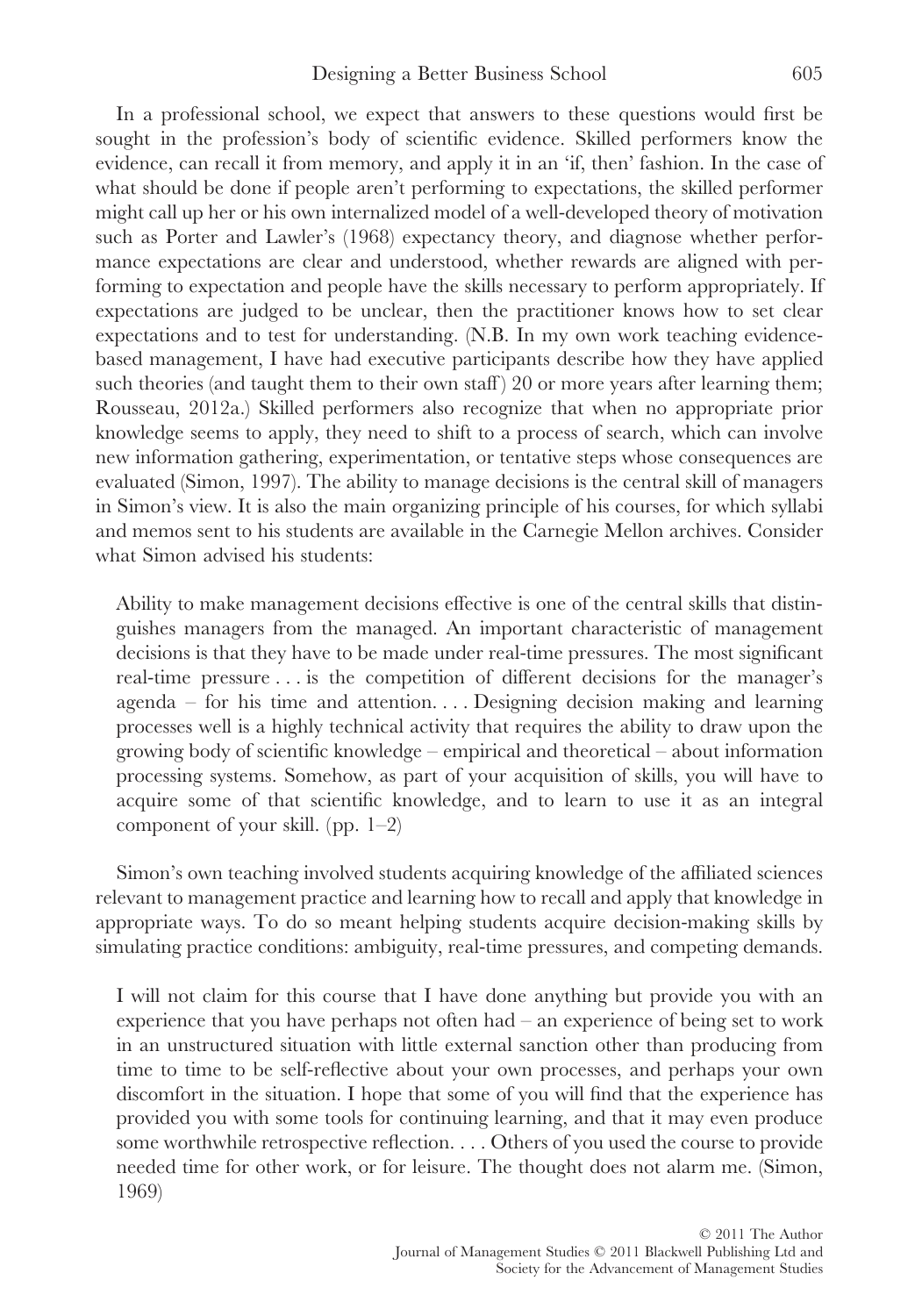In a professional school, we expect that answers to these questions would first be sought in the profession's body of scientific evidence. Skilled performers know the evidence, can recall it from memory, and apply it in an 'if, then' fashion. In the case of what should be done if people aren't performing to expectations, the skilled performer might call up her or his own internalized model of a well-developed theory of motivation such as Porter and Lawler's (1968) expectancy theory, and diagnose whether performance expectations are clear and understood, whether rewards are aligned with performing to expectation and people have the skills necessary to perform appropriately. If expectations are judged to be unclear, then the practitioner knows how to set clear expectations and to test for understanding. (N.B. In my own work teaching evidence-based management, I have had executive participants describe how they have applied such theories (and taught them to their own staff) 20 or more years after learning them; Rousseau, 2012a.) Skilled performers also recognize that when no appropriate prior knowledge seems to apply, they need to shift to a process of search, which can involve new information gathering, experimentation, or tentative steps whose consequences are evaluated (Simon, 1997). The ability to manage decisions is the central skill of managers in Simon's view. It is also the main organizing principle of his courses, for which syllabi and memos sent to his students are available in the Carnegie Mellon archives. Consider what Simon advised his students:

> Ability to make management decisions effective is one of the central skills that distinguishes managers from the managed. An important characteristic of management decisions is that they have to be made under real-time pressures. The most significant real-time pressure . . . is the competition of different decisions for the manager's agenda – for his time and attention. . . . Designing decision making and learning processes well is a highly technical activity that requires the ability to draw upon the growing body of scientific knowledge – empirical and theoretical – about information processing systems. Somehow, as part of your acquisition of skills, you will have to acquire some of that scientific knowledge, and to learn to use it as an integral component of your skill. (pp. 1–2)

Simon's own teaching involved students acquiring knowledge of the affiliated sciences relevant to management practice and learning how to recall and apply that knowledge in appropriate ways. To do so meant helping students acquire decision-making skills by simulating practice conditions: ambiguity, real-time pressures, and competing demands.

> I will not claim for this course that I have done anything but provide you with an experience that you have perhaps not often had – an experience of being set to work in an unstructured situation with little external sanction other than producing from time to time to be self-reflective about your own processes, and perhaps your own discomfort in the situation. I hope that some of you will find that the experience has provided you with some tools for continuing learning, and that it may even produce some worthwhile retrospective reflection. . . . Others of you used the course to provide needed time for other work, or for leisure. The thought does not alarm me. (Simon, 1969)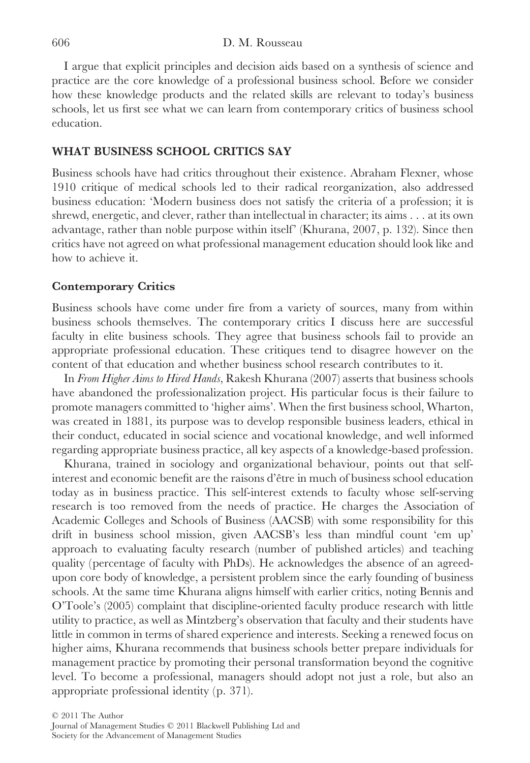I argue that explicit principles and decision aids based on a synthesis of science and practice are the core knowledge of a professional business school. Before we consider how these knowledge products and the related skills are relevant to today's business schools, let us first see what we can learn from contemporary critics of business school education.

## WHAT BUSINESS SCHOOL CRITICS SAY

Business schools have had critics throughout their existence. Abraham Flexner, whose 1910 critique of medical schools led to their radical reorganization, also addressed business education: 'Modern business does not satisfy the criteria of a profession; it is shrewd, energetic, and clever, rather than intellectual in character; its aims . . . at its own advantage, rather than noble purpose within itself' (Khurana, 2007, p. 132). Since then critics have not agreed on what professional management education should look like and how to achieve it.

### Contemporary Critics

Business schools have come under fire from a variety of sources, many from within business schools themselves. The contemporary critics I discuss here are successful faculty in elite business schools. They agree that business schools fail to provide an appropriate professional education. These critiques tend to disagree however on the content of that education and whether business school research contributes to it.

In *From Higher Aims to Hired Hands*, Rakesh Khurana (2007) asserts that business schools have abandoned the professionalization project. His particular focus is their failure to promote managers committed to 'higher aims'. When the first business school, Wharton, was created in 1881, its purpose was to develop responsible business leaders, ethical in their conduct, educated in social science and vocational knowledge, and well informed regarding appropriate business practice, all key aspects of a knowledge-based profession.

Khurana, trained in sociology and organizational behaviour, points out that self-interest and economic benefit are the raisons d'être in much of business school education today as in business practice. This self-interest extends to faculty whose self-serving research is too removed from the needs of practice. He charges the Association of Academic Colleges and Schools of Business (AACSB) with some responsibility for this drift in business school mission, given AACSB's less than mindful count 'em up' approach to evaluating faculty research (number of published articles) and teaching quality (percentage of faculty with PhDs). He acknowledges the absence of an agreed-upon core body of knowledge, a persistent problem since the early founding of business schools. At the same time Khurana aligns himself with earlier critics, noting Bennis and O'Toole's (2005) complaint that discipline-oriented faculty produce research with little utility to practice, as well as Mintzberg's observation that faculty and their students have little in common in terms of shared experience and interests. Seeking a renewed focus on higher aims, Khurana recommends that business schools better prepare individuals for management practice by promoting their personal transformation beyond the cognitive level. To become a professional, managers should adopt not just a role, but also an appropriate professional identity (p. 371).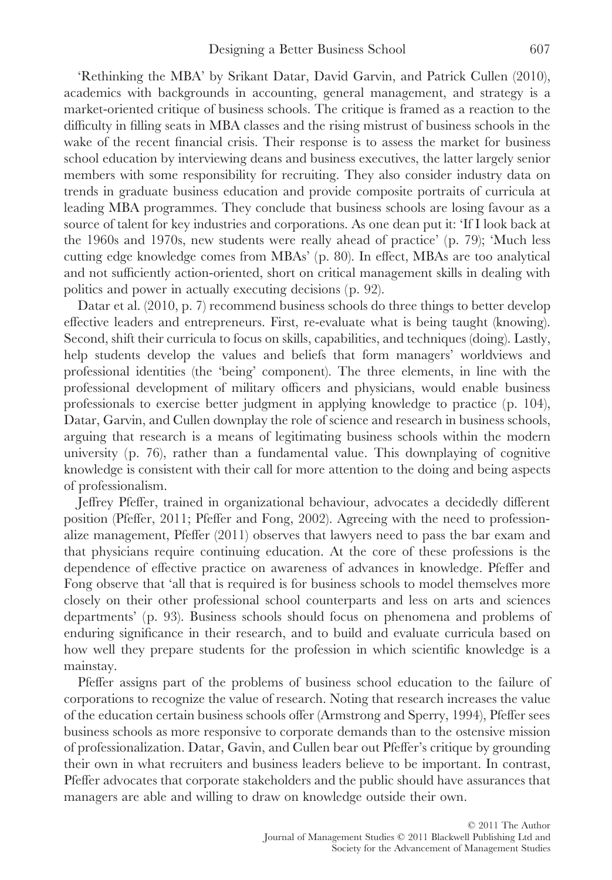'Rethinking the MBA' by Srikant Datar, David Garvin, and Patrick Cullen (2010), academics with backgrounds in accounting, general management, and strategy is a market-oriented critique of business schools. The critique is framed as a reaction to the difficulty in filling seats in MBA classes and the rising mistrust of business schools in the wake of the recent financial crisis. Their response is to assess the market for business school education by interviewing deans and business executives, the latter largely senior members with some responsibility for recruiting. They also consider industry data on trends in graduate business education and provide composite portraits of curricula at leading MBA programmes. They conclude that business schools are losing favour as a source of talent for key industries and corporations. As one dean put it: 'If I look back at the 1960s and 1970s, new students were really ahead of practice' (p. 79); 'Much less cutting edge knowledge comes from MBAs' (p. 80). In effect, MBAs are too analytical and not sufficiently action-oriented, short on critical management skills in dealing with politics and power in actually executing decisions (p. 92).

Datar et al. (2010, p. 7) recommend business schools do three things to better develop effective leaders and entrepreneurs. First, re-evaluate what is being taught (knowing). Second, shift their curricula to focus on skills, capabilities, and techniques (doing). Lastly, help students develop the values and beliefs that form managers' worldviews and professional identities (the 'being' component). The three elements, in line with the professional development of military officers and physicians, would enable business professionals to exercise better judgment in applying knowledge to practice (p. 104), Datar, Garvin, and Cullen downplay the role of science and research in business schools, arguing that research is a means of legitimating business schools within the modern university (p. 76), rather than a fundamental value. This downplaying of cognitive knowledge is consistent with their call for more attention to the doing and being aspects of professionalism.

Jeffrey Pfeffer, trained in organizational behaviour, advocates a decidedly different position (Pfeffer, 2011; Pfeffer and Fong, 2002). Agreeing with the need to professionalize management, Pfeffer (2011) observes that lawyers need to pass the bar exam and that physicians require continuing education. At the core of these professions is the dependence of effective practice on awareness of advances in knowledge. Pfeffer and Fong observe that 'all that is required is for business schools to model themselves more closely on their other professional school counterparts and less on arts and sciences departments' (p. 93). Business schools should focus on phenomena and problems of enduring significance in their research, and to build and evaluate curricula based on how well they prepare students for the profession in which scientific knowledge is a mainstay.

Pfeffer assigns part of the problems of business school education to the failure of corporations to recognize the value of research. Noting that research increases the value of the education certain business schools offer (Armstrong and Sperry, 1994), Pfeffer sees business schools as more responsive to corporate demands than to the ostensive mission of professionalization. Datar, Gavin, and Cullen bear out Pfeffer's critique by grounding their own in what recruiters and business leaders believe to be important. In contrast, Pfeffer advocates that corporate stakeholders and the public should have assurances that managers are able and willing to draw on knowledge outside their own.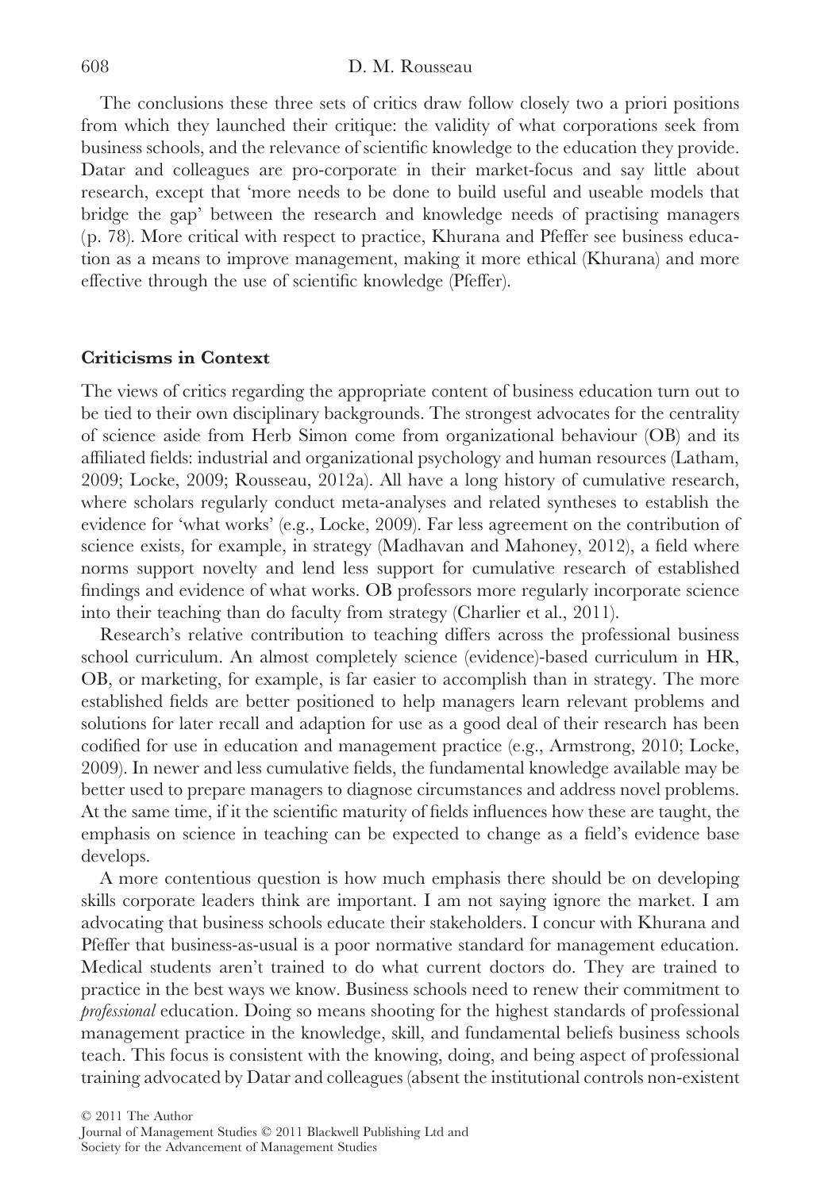The conclusions these three sets of critics draw follow closely two a priori positions from which they launched their critique: the validity of what corporations seek from business schools, and the relevance of scientific knowledge to the education they provide. Datar and colleagues are pro-corporate in their market-focus and say little about research, except that 'more needs to be done to build useful and useable models that bridge the gap' between the research and knowledge needs of practising managers (p. 78). More critical with respect to practice, Khurana and Pfeffer see business education as a means to improve management, making it more ethical (Khurana) and more effective through the use of scientific knowledge (Pfeffer).

## Criticisms in Context

The views of critics regarding the appropriate content of business education turn out to be tied to their own disciplinary backgrounds. The strongest advocates for the centrality of science aside from Herb Simon come from organizational behaviour (OB) and its affiliated fields: industrial and organizational psychology and human resources (Latham, 2009; Locke, 2009; Rousseau, 2012a). All have a long history of cumulative research, where scholars regularly conduct meta-analyses and related syntheses to establish the evidence for 'what works' (e.g., Locke, 2009). Far less agreement on the contribution of science exists, for example, in strategy (Madhavan and Mahoney, 2012), a field where norms support novelty and lend less support for cumulative research of established findings and evidence of what works. OB professors more regularly incorporate science into their teaching than do faculty from strategy (Charlier et al., 2011).

Research's relative contribution to teaching differs across the professional business school curriculum. An almost completely science (evidence)-based curriculum in HR, OB, or marketing, for example, is far easier to accomplish than in strategy. The more established fields are better positioned to help managers learn relevant problems and solutions for later recall and adaption for use as a good deal of their research has been codified for use in education and management practice (e.g., Armstrong, 2010; Locke, 2009). In newer and less cumulative fields, the fundamental knowledge available may be better used to prepare managers to diagnose circumstances and address novel problems. At the same time, if it the scientific maturity of fields influences how these are taught, the emphasis on science in teaching can be expected to change as a field's evidence base develops.

A more contentious question is how much emphasis there should be on developing skills corporate leaders think are important. I am not saying ignore the market. I am advocating that business schools educate their stakeholders. I concur with Khurana and Pfeffer that business-as-usual is a poor normative standard for management education. Medical students aren't trained to do what current doctors do. They are trained to practice in the best ways we know. Business schools need to renew their commitment to *professional* education. Doing so means shooting for the highest standards of professional management practice in the knowledge, skill, and fundamental beliefs business schools teach. This focus is consistent with the knowing, doing, and being aspect of professional training advocated by Datar and colleagues (absent the institutional controls non-existent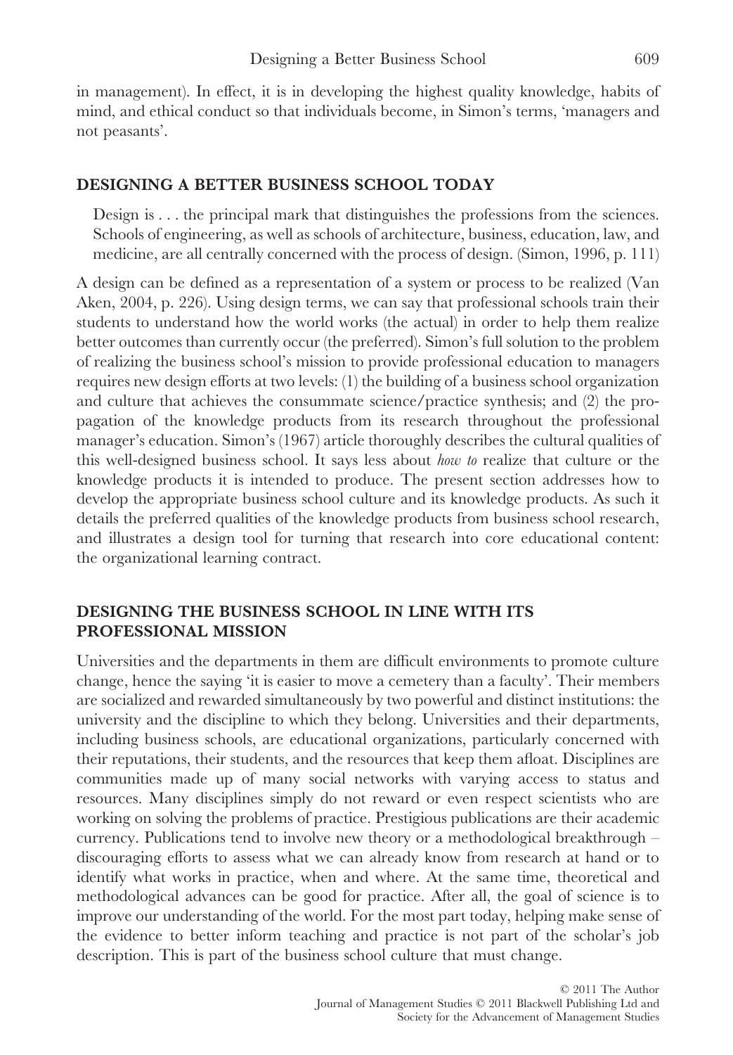in management). In effect, it is in developing the highest quality knowledge, habits of mind, and ethical conduct so that individuals become, in Simon's terms, 'managers and not peasants'.

## DESIGNING A BETTER BUSINESS SCHOOL TODAY

> Design is . . . the principal mark that distinguishes the professions from the sciences. Schools of engineering, as well as schools of architecture, business, education, law, and medicine, are all centrally concerned with the process of design. (Simon, 1996, p. 111)

A design can be defined as a representation of a system or process to be realized (Van Aken, 2004, p. 226). Using design terms, we can say that professional schools train their students to understand how the world works (the actual) in order to help them realize better outcomes than currently occur (the preferred). Simon's full solution to the problem of realizing the business school's mission to provide professional education to managers requires new design efforts at two levels: (1) the building of a business school organization and culture that achieves the consummate science/practice synthesis; and (2) the propagation of the knowledge products from its research throughout the professional manager's education. Simon's (1967) article thoroughly describes the cultural qualities of this well-designed business school. It says less about *how to* realize that culture or the knowledge products it is intended to produce. The present section addresses how to develop the appropriate business school culture and its knowledge products. As such it details the preferred qualities of the knowledge products from business school research, and illustrates a design tool for turning that research into core educational content: the organizational learning contract.

## DESIGNING THE BUSINESS SCHOOL IN LINE WITH ITS PROFESSIONAL MISSION

Universities and the departments in them are difficult environments to promote culture change, hence the saying 'it is easier to move a cemetery than a faculty'. Their members are socialized and rewarded simultaneously by two powerful and distinct institutions: the university and the discipline to which they belong. Universities and their departments, including business schools, are educational organizations, particularly concerned with their reputations, their students, and the resources that keep them afloat. Disciplines are communities made up of many social networks with varying access to status and resources. Many disciplines simply do not reward or even respect scientists who are working on solving the problems of practice. Prestigious publications are their academic currency. Publications tend to involve new theory or a methodological breakthrough – discouraging efforts to assess what we can already know from research at hand or to identify what works in practice, when and where. At the same time, theoretical and methodological advances can be good for practice. After all, the goal of science is to improve our understanding of the world. For the most part today, helping make sense of the evidence to better inform teaching and practice is not part of the scholar's job description. This is part of the business school culture that must change.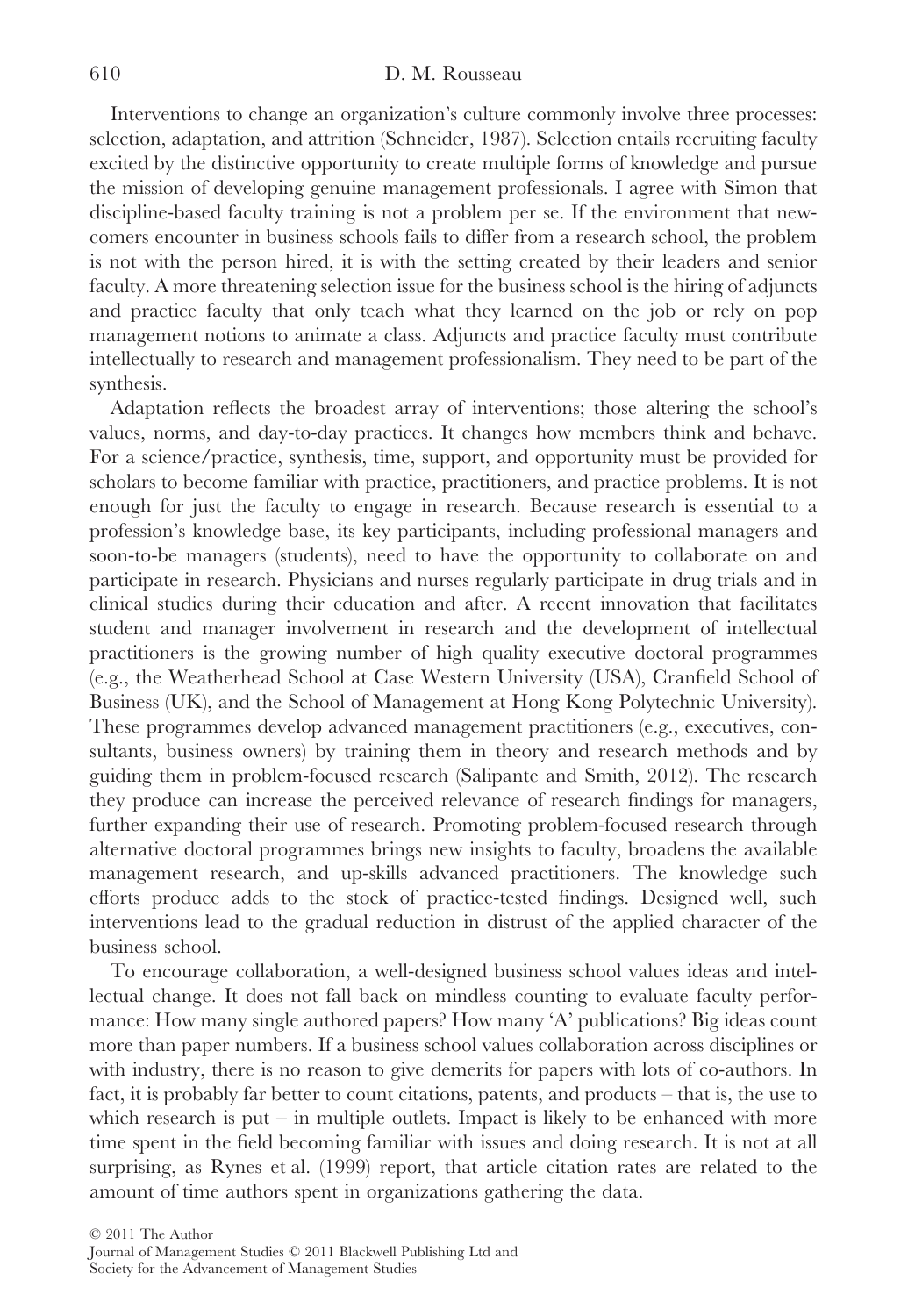Interventions to change an organization's culture commonly involve three processes: selection, adaptation, and attrition (Schneider, 1987). Selection entails recruiting faculty excited by the distinctive opportunity to create multiple forms of knowledge and pursue the mission of developing genuine management professionals. I agree with Simon that discipline-based faculty training is not a problem per se. If the environment that newcomers encounter in business schools fails to differ from a research school, the problem is not with the person hired, it is with the setting created by their leaders and senior faculty. A more threatening selection issue for the business school is the hiring of adjuncts and practice faculty that only teach what they learned on the job or rely on pop management notions to animate a class. Adjuncts and practice faculty must contribute intellectually to research and management professionalism. They need to be part of the synthesis.

Adaptation reflects the broadest array of interventions; those altering the school's values, norms, and day-to-day practices. It changes how members think and behave. For a science/practice, synthesis, time, support, and opportunity must be provided for scholars to become familiar with practice, practitioners, and practice problems. It is not enough for just the faculty to engage in research. Because research is essential to a profession's knowledge base, its key participants, including professional managers and soon-to-be managers (students), need to have the opportunity to collaborate on and participate in research. Physicians and nurses regularly participate in drug trials and in clinical studies during their education and after. A recent innovation that facilitates student and manager involvement in research and the development of intellectual practitioners is the growing number of high quality executive doctoral programmes (e.g., the Weatherhead School at Case Western University (USA), Cranfield School of Business (UK), and the School of Management at Hong Kong Polytechnic University). These programmes develop advanced management practitioners (e.g., executives, consultants, business owners) by training them in theory and research methods and by guiding them in problem-focused research (Salipante and Smith, 2012). The research they produce can increase the perceived relevance of research findings for managers, further expanding their use of research. Promoting problem-focused research through alternative doctoral programmes brings new insights to faculty, broadens the available management research, and up-skills advanced practitioners. The knowledge such efforts produce adds to the stock of practice-tested findings. Designed well, such interventions lead to the gradual reduction in distrust of the applied character of the business school.

To encourage collaboration, a well-designed business school values ideas and intellectual change. It does not fall back on mindless counting to evaluate faculty performance: How many single authored papers? How many 'A' publications? Big ideas count more than paper numbers. If a business school values collaboration across disciplines or with industry, there is no reason to give demerits for papers with lots of co-authors. In fact, it is probably far better to count citations, patents, and products – that is, the use to which research is put – in multiple outlets. Impact is likely to be enhanced with more time spent in the field becoming familiar with issues and doing research. It is not at all surprising, as Rynes et al. (1999) report, that article citation rates are related to the amount of time authors spent in organizations gathering the data.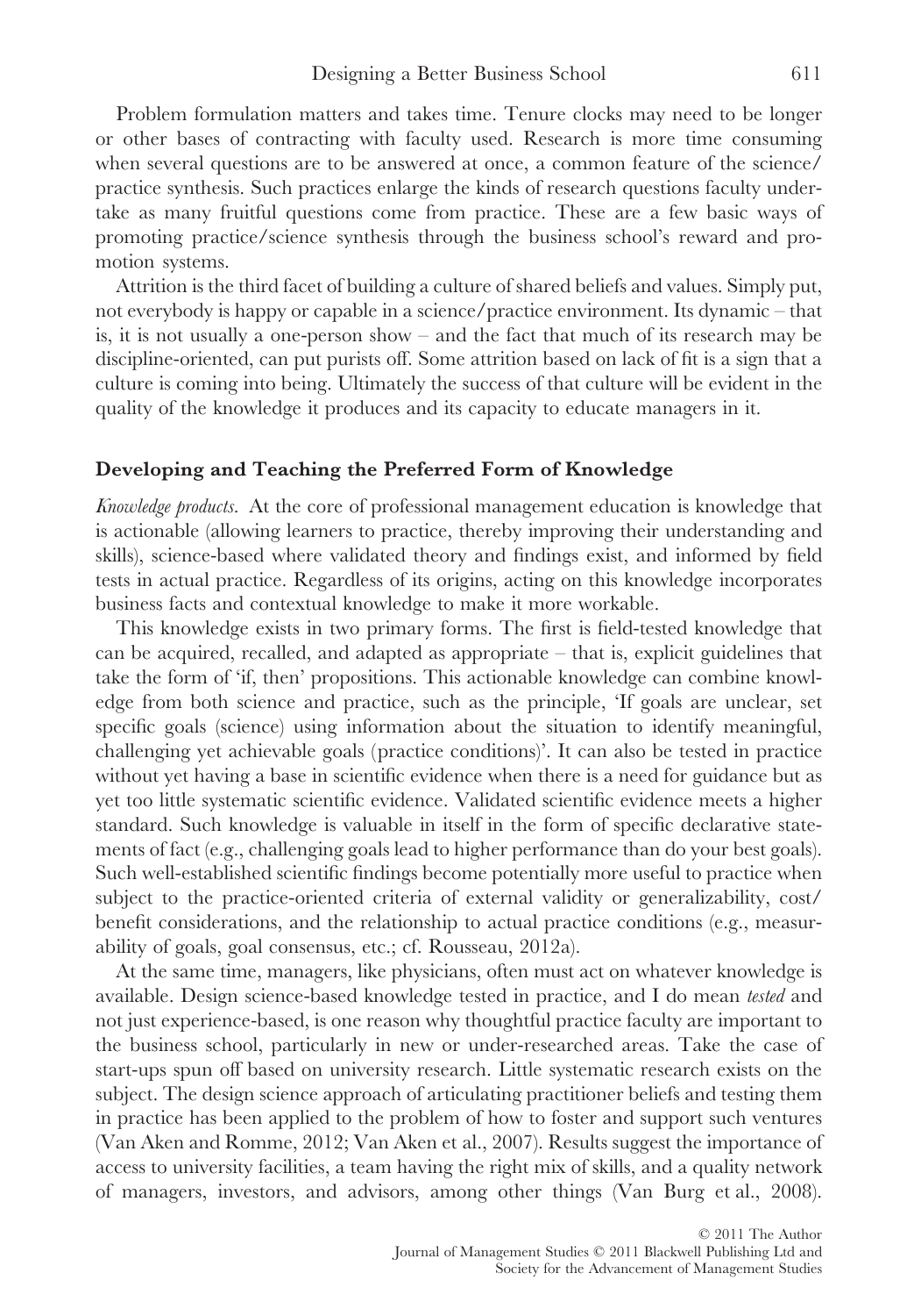Problem formulation matters and takes time. Tenure clocks may need to be longer or other bases of contracting with faculty used. Research is more time consuming when several questions are to be answered at once, a common feature of the science/practice synthesis. Such practices enlarge the kinds of research questions faculty undertake as many fruitful questions come from practice. These are a few basic ways of promoting practice/science synthesis through the business school's reward and promotion systems.

Attrition is the third facet of building a culture of shared beliefs and values. Simply put, not everybody is happy or capable in a science/practice environment. Its dynamic – that is, it is not usually a one-person show – and the fact that much of its research may be discipline-oriented, can put purists off. Some attrition based on lack of fit is a sign that a culture is coming into being. Ultimately the success of that culture will be evident in the quality of the knowledge it produces and its capacity to educate managers in it.

### Developing and Teaching the Preferred Form of Knowledge

*Knowledge products.* At the core of professional management education is knowledge that is actionable (allowing learners to practice, thereby improving their understanding and skills), science-based where validated theory and findings exist, and informed by field tests in actual practice. Regardless of its origins, acting on this knowledge incorporates business facts and contextual knowledge to make it more workable.

This knowledge exists in two primary forms. The first is field-tested knowledge that can be acquired, recalled, and adapted as appropriate – that is, explicit guidelines that take the form of 'if, then' propositions. This actionable knowledge can combine knowledge from both science and practice, such as the principle, 'If goals are unclear, set specific goals (science) using information about the situation to identify meaningful, challenging yet achievable goals (practice conditions)'. It can also be tested in practice without yet having a base in scientific evidence when there is a need for guidance but as yet too little systematic scientific evidence. Validated scientific evidence meets a higher standard. Such knowledge is valuable in itself in the form of specific declarative statements of fact (e.g., challenging goals lead to higher performance than do your best goals). Such well-established scientific findings become potentially more useful to practice when subject to the practice-oriented criteria of external validity or generalizability, cost/benefit considerations, and the relationship to actual practice conditions (e.g., measurability of goals, goal consensus, etc.; cf. Rousseau, 2012a).

At the same time, managers, like physicians, often must act on whatever knowledge is available. Design science-based knowledge tested in practice, and I do mean *tested* and not just experience-based, is one reason why thoughtful practice faculty are important to the business school, particularly in new or under-researched areas. Take the case of start-ups spun off based on university research. Little systematic research exists on the subject. The design science approach of articulating practitioner beliefs and testing them in practice has been applied to the problem of how to foster and support such ventures (Van Aken and Romme, 2012; Van Aken et al., 2007). Results suggest the importance of access to university facilities, a team having the right mix of skills, and a quality network of managers, investors, and advisors, among other things (Van Burg et al., 2008).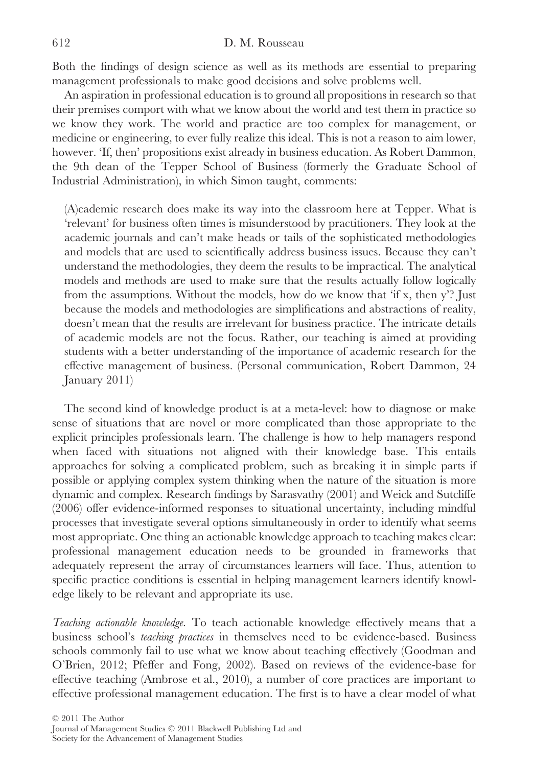Both the findings of design science as well as its methods are essential to preparing management professionals to make good decisions and solve problems well.

An aspiration in professional education is to ground all propositions in research so that their premises comport with what we know about the world and test them in practice so we know they work. The world and practice are too complex for management, or medicine or engineering, to ever fully realize this ideal. This is not a reason to aim lower, however. 'If, then' propositions exist already in business education. As Robert Dammon, the 9th dean of the Tepper School of Business (formerly the Graduate School of Industrial Administration), in which Simon taught, comments:

> (A)cademic research does make its way into the classroom here at Tepper. What is 'relevant' for business often times is misunderstood by practitioners. They look at the academic journals and can't make heads or tails of the sophisticated methodologies and models that are used to scientifically address business issues. Because they can't understand the methodologies, they deem the results to be impractical. The analytical models and methods are used to make sure that the results actually follow logically from the assumptions. Without the models, how do we know that 'if x, then y'? Just because the models and methodologies are simplifications and abstractions of reality, doesn't mean that the results are irrelevant for business practice. The intricate details of academic models are not the focus. Rather, our teaching is aimed at providing students with a better understanding of the importance of academic research for the effective management of business. (Personal communication, Robert Dammon, 24 January 2011)

The second kind of knowledge product is at a meta-level: how to diagnose or make sense of situations that are novel or more complicated than those appropriate to the explicit principles professionals learn. The challenge is how to help managers respond when faced with situations not aligned with their knowledge base. This entails approaches for solving a complicated problem, such as breaking it in simple parts if possible or applying complex system thinking when the nature of the situation is more dynamic and complex. Research findings by Sarasvathy (2001) and Weick and Sutcliffe (2006) offer evidence-informed responses to situational uncertainty, including mindful processes that investigate several options simultaneously in order to identify what seems most appropriate. One thing an actionable knowledge approach to teaching makes clear: professional management education needs to be grounded in frameworks that adequately represent the array of circumstances learners will face. Thus, attention to specific practice conditions is essential in helping management learners identify knowledge likely to be relevant and appropriate its use.

*Teaching actionable knowledge.* To teach actionable knowledge effectively means that a business school's *teaching practices* in themselves need to be evidence-based. Business schools commonly fail to use what we know about teaching effectively (Goodman and O'Brien, 2012; Pfeffer and Fong, 2002). Based on reviews of the evidence-base for effective teaching (Ambrose et al., 2010), a number of core practices are important to effective professional management education. The first is to have a clear model of what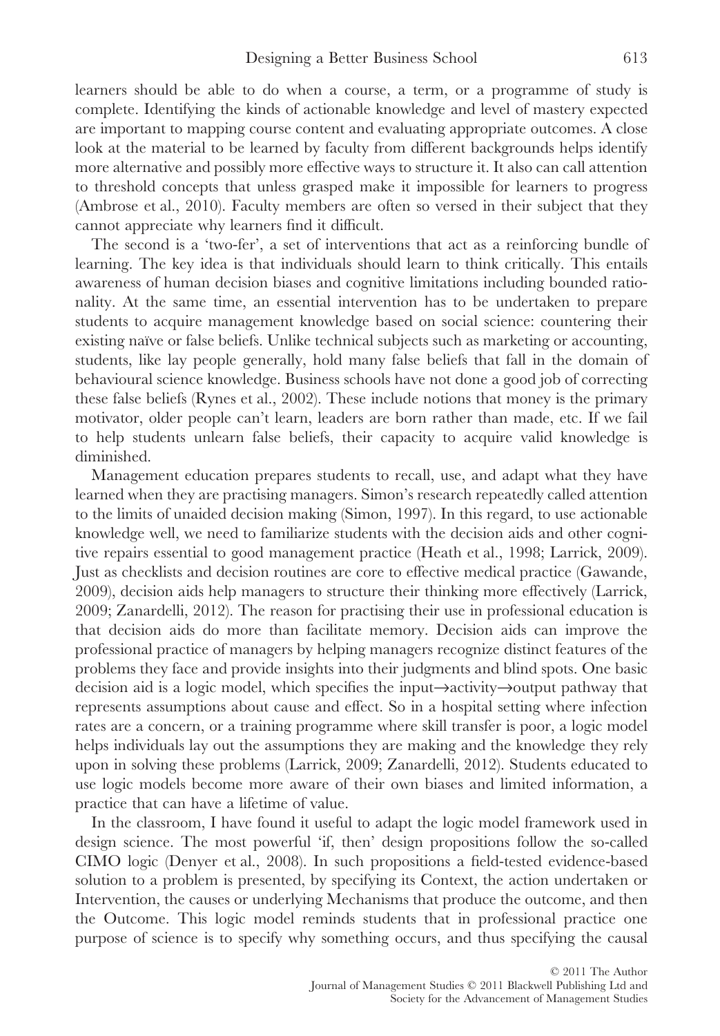learners should be able to do when a course, a term, or a programme of study is complete. Identifying the kinds of actionable knowledge and level of mastery expected are important to mapping course content and evaluating appropriate outcomes. A close look at the material to be learned by faculty from different backgrounds helps identify more alternative and possibly more effective ways to structure it. It also can call attention to threshold concepts that unless grasped make it impossible for learners to progress (Ambrose et al., 2010). Faculty members are often so versed in their subject that they cannot appreciate why learners find it difficult.

The second is a 'two-fer', a set of interventions that act as a reinforcing bundle of learning. The key idea is that individuals should learn to think critically. This entails awareness of human decision biases and cognitive limitations including bounded rationality. At the same time, an essential intervention has to be undertaken to prepare students to acquire management knowledge based on social science: countering their existing naïve or false beliefs. Unlike technical subjects such as marketing or accounting, students, like lay people generally, hold many false beliefs that fall in the domain of behavioural science knowledge. Business schools have not done a good job of correcting these false beliefs (Rynes et al., 2002). These include notions that money is the primary motivator, older people can't learn, leaders are born rather than made, etc. If we fail to help students unlearn false beliefs, their capacity to acquire valid knowledge is diminished.

Management education prepares students to recall, use, and adapt what they have learned when they are practising managers. Simon's research repeatedly called attention to the limits of unaided decision making (Simon, 1997). In this regard, to use actionable knowledge well, we need to familiarize students with the decision aids and other cognitive repairs essential to good management practice (Heath et al., 1998; Larrick, 2009). Just as checklists and decision routines are core to effective medical practice (Gawande, 2009), decision aids help managers to structure their thinking more effectively (Larrick, 2009; Zanardelli, 2012). The reason for practising their use in professional education is that decision aids do more than facilitate memory. Decision aids can improve the professional practice of managers by helping managers recognize distinct features of the problems they face and provide insights into their judgments and blind spots. One basic decision aid is a logic model, which specifies the input→activity→output pathway that represents assumptions about cause and effect. So in a hospital setting where infection rates are a concern, or a training programme where skill transfer is poor, a logic model helps individuals lay out the assumptions they are making and the knowledge they rely upon in solving these problems (Larrick, 2009; Zanardelli, 2012). Students educated to use logic models become more aware of their own biases and limited information, a practice that can have a lifetime of value.

In the classroom, I have found it useful to adapt the logic model framework used in design science. The most powerful 'if, then' design propositions follow the so-called CIMO logic (Denyer et al., 2008). In such propositions a field-tested evidence-based solution to a problem is presented, by specifying its Context, the action undertaken or Intervention, the causes or underlying Mechanisms that produce the outcome, and then the Outcome. This logic model reminds students that in professional practice one purpose of science is to specify why something occurs, and thus specifying the causal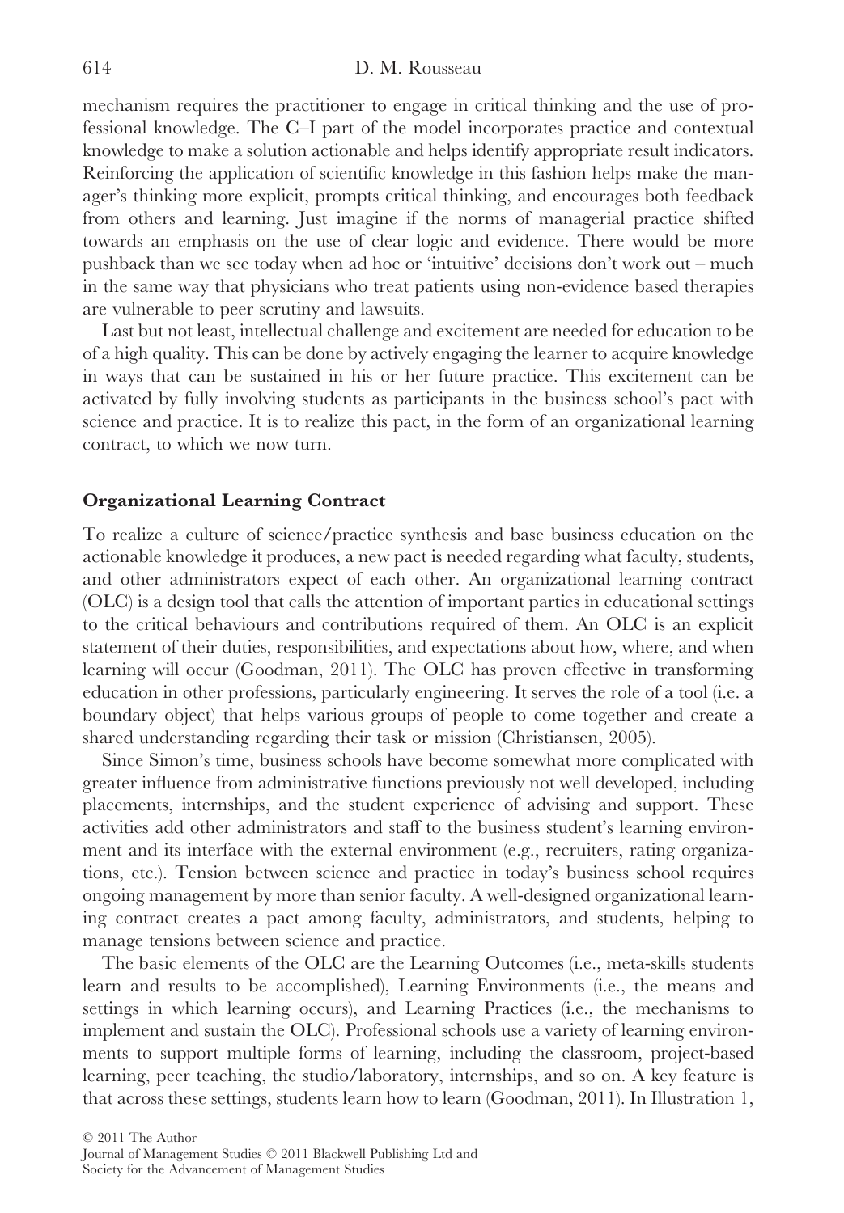mechanism requires the practitioner to engage in critical thinking and the use of professional knowledge. The C–I part of the model incorporates practice and contextual knowledge to make a solution actionable and helps identify appropriate result indicators. Reinforcing the application of scientific knowledge in this fashion helps make the manager's thinking more explicit, prompts critical thinking, and encourages both feedback from others and learning. Just imagine if the norms of managerial practice shifted towards an emphasis on the use of clear logic and evidence. There would be more pushback than we see today when ad hoc or 'intuitive' decisions don't work out – much in the same way that physicians who treat patients using non-evidence based therapies are vulnerable to peer scrutiny and lawsuits.

Last but not least, intellectual challenge and excitement are needed for education to be of a high quality. This can be done by actively engaging the learner to acquire knowledge in ways that can be sustained in his or her future practice. This excitement can be activated by fully involving students as participants in the business school's pact with science and practice. It is to realize this pact, in the form of an organizational learning contract, to which we now turn.

### Organizational Learning Contract

To realize a culture of science/practice synthesis and base business education on the actionable knowledge it produces, a new pact is needed regarding what faculty, students, and other administrators expect of each other. An organizational learning contract (OLC) is a design tool that calls the attention of important parties in educational settings to the critical behaviours and contributions required of them. An OLC is an explicit statement of their duties, responsibilities, and expectations about how, where, and when learning will occur (Goodman, 2011). The OLC has proven effective in transforming education in other professions, particularly engineering. It serves the role of a tool (i.e. a boundary object) that helps various groups of people to come together and create a shared understanding regarding their task or mission (Christiansen, 2005).

Since Simon's time, business schools have become somewhat more complicated with greater influence from administrative functions previously not well developed, including placements, internships, and the student experience of advising and support. These activities add other administrators and staff to the business student's learning environment and its interface with the external environment (e.g., recruiters, rating organizations, etc.). Tension between science and practice in today's business school requires ongoing management by more than senior faculty. A well-designed organizational learning contract creates a pact among faculty, administrators, and students, helping to manage tensions between science and practice.

The basic elements of the OLC are the Learning Outcomes (i.e., meta-skills students learn and results to be accomplished), Learning Environments (i.e., the means and settings in which learning occurs), and Learning Practices (i.e., the mechanisms to implement and sustain the OLC). Professional schools use a variety of learning environments to support multiple forms of learning, including the classroom, project-based learning, peer teaching, the studio/laboratory, internships, and so on. A key feature is that across these settings, students learn how to learn (Goodman, 2011). In Illustration 1,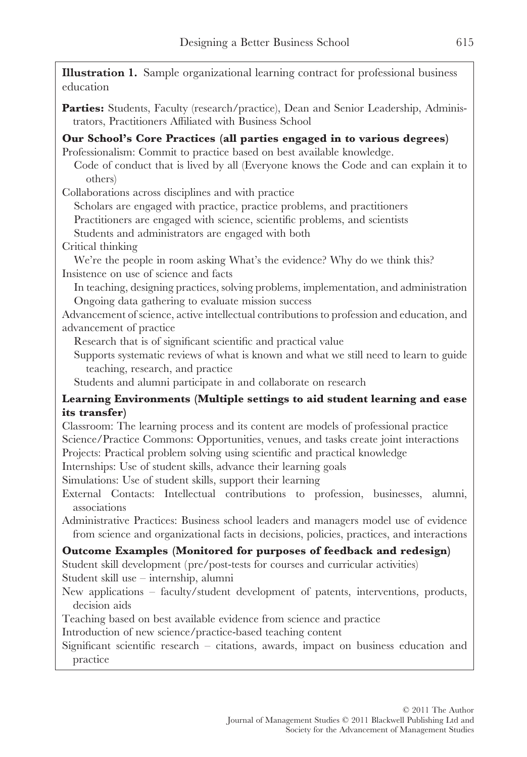**Illustration 1.** Sample organizational learning contract for professional business education

**Parties:** Students, Faculty (research/practice), Dean and Senior Leadership, Administrators, Practitioners Affiliated with Business School

**Our School's Core Practices (all parties engaged in to various degrees)**

Professionalism: Commit to practice based on best available knowledge.

- Code of conduct that is lived by all (Everyone knows the Code and can explain it to others)

Collaborations across disciplines and with practice

- Scholars are engaged with practice, practice problems, and practitioners
- Practitioners are engaged with science, scientific problems, and scientists
- Students and administrators are engaged with both

Critical thinking

- We're the people in room asking What's the evidence? Why do we think this?

Insistence on use of science and facts

- In teaching, designing practices, solving problems, implementation, and administration
- Ongoing data gathering to evaluate mission success

Advancement of science, active intellectual contributions to profession and education, and advancement of practice

- Research that is of significant scientific and practical value
- Supports systematic reviews of what is known and what we still need to learn to guide teaching, research, and practice
- Students and alumni participate in and collaborate on research

**Learning Environments (Multiple settings to aid student learning and ease its transfer)**

Classroom: The learning process and its content are models of professional practice

Science/Practice Commons: Opportunities, venues, and tasks create joint interactions

Projects: Practical problem solving using scientific and practical knowledge

Internships: Use of student skills, advance their learning goals

Simulations: Use of student skills, support their learning

External Contacts: Intellectual contributions to profession, businesses, alumni, associations

Administrative Practices: Business school leaders and managers model use of evidence from science and organizational facts in decisions, policies, practices, and interactions

**Outcome Examples (Monitored for purposes of feedback and redesign)**

Student skill development (pre/post-tests for courses and curricular activities)

Student skill use – internship, alumni

New applications – faculty/student development of patents, interventions, products, decision aids

Teaching based on best available evidence from science and practice

Introduction of new science/practice-based teaching content

Significant scientific research – citations, awards, impact on business education and practice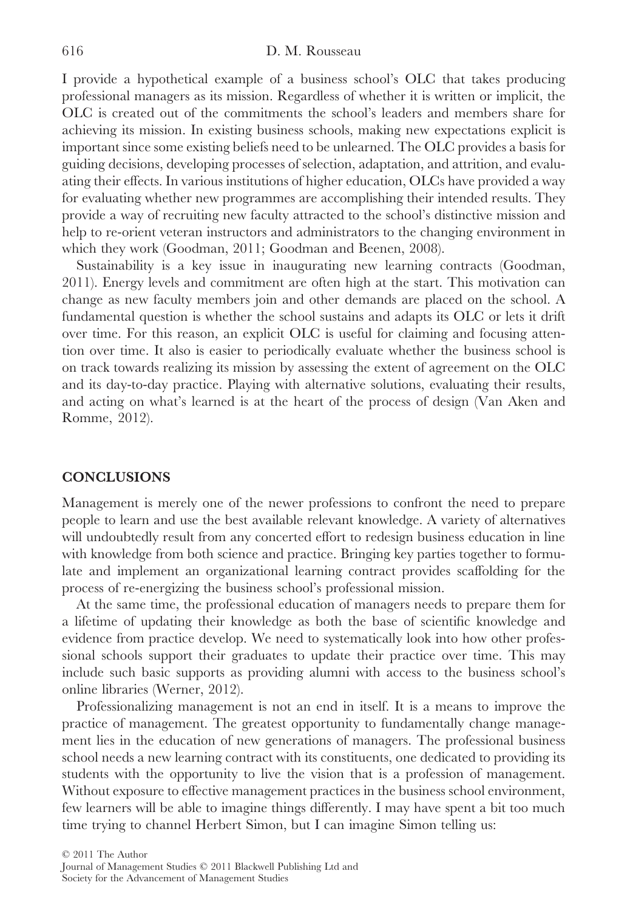I provide a hypothetical example of a business school's OLC that takes producing professional managers as its mission. Regardless of whether it is written or implicit, the OLC is created out of the commitments the school's leaders and members share for achieving its mission. In existing business schools, making new expectations explicit is important since some existing beliefs need to be unlearned. The OLC provides a basis for guiding decisions, developing processes of selection, adaptation, and attrition, and evaluating their effects. In various institutions of higher education, OLCs have provided a way for evaluating whether new programmes are accomplishing their intended results. They provide a way of recruiting new faculty attracted to the school's distinctive mission and help to re-orient veteran instructors and administrators to the changing environment in which they work (Goodman, 2011; Goodman and Beenen, 2008).

Sustainability is a key issue in inaugurating new learning contracts (Goodman, 2011). Energy levels and commitment are often high at the start. This motivation can change as new faculty members join and other demands are placed on the school. A fundamental question is whether the school sustains and adapts its OLC or lets it drift over time. For this reason, an explicit OLC is useful for claiming and focusing attention over time. It also is easier to periodically evaluate whether the business school is on track towards realizing its mission by assessing the extent of agreement on the OLC and its day-to-day practice. Playing with alternative solutions, evaluating their results, and acting on what's learned is at the heart of the process of design (Van Aken and Romme, 2012).

## CONCLUSIONS

Management is merely one of the newer professions to confront the need to prepare people to learn and use the best available relevant knowledge. A variety of alternatives will undoubtedly result from any concerted effort to redesign business education in line with knowledge from both science and practice. Bringing key parties together to formulate and implement an organizational learning contract provides scaffolding for the process of re-energizing the business school's professional mission.

At the same time, the professional education of managers needs to prepare them for a lifetime of updating their knowledge as both the base of scientific knowledge and evidence from practice develop. We need to systematically look into how other professional schools support their graduates to update their practice over time. This may include such basic supports as providing alumni with access to the business school's online libraries (Werner, 2012).

Professionalizing management is not an end in itself. It is a means to improve the practice of management. The greatest opportunity to fundamentally change management lies in the education of new generations of managers. The professional business school needs a new learning contract with its constituents, one dedicated to providing its students with the opportunity to live the vision that is a profession of management. Without exposure to effective management practices in the business school environment, few learners will be able to imagine things differently. I may have spent a bit too much time trying to channel Herbert Simon, but I can imagine Simon telling us: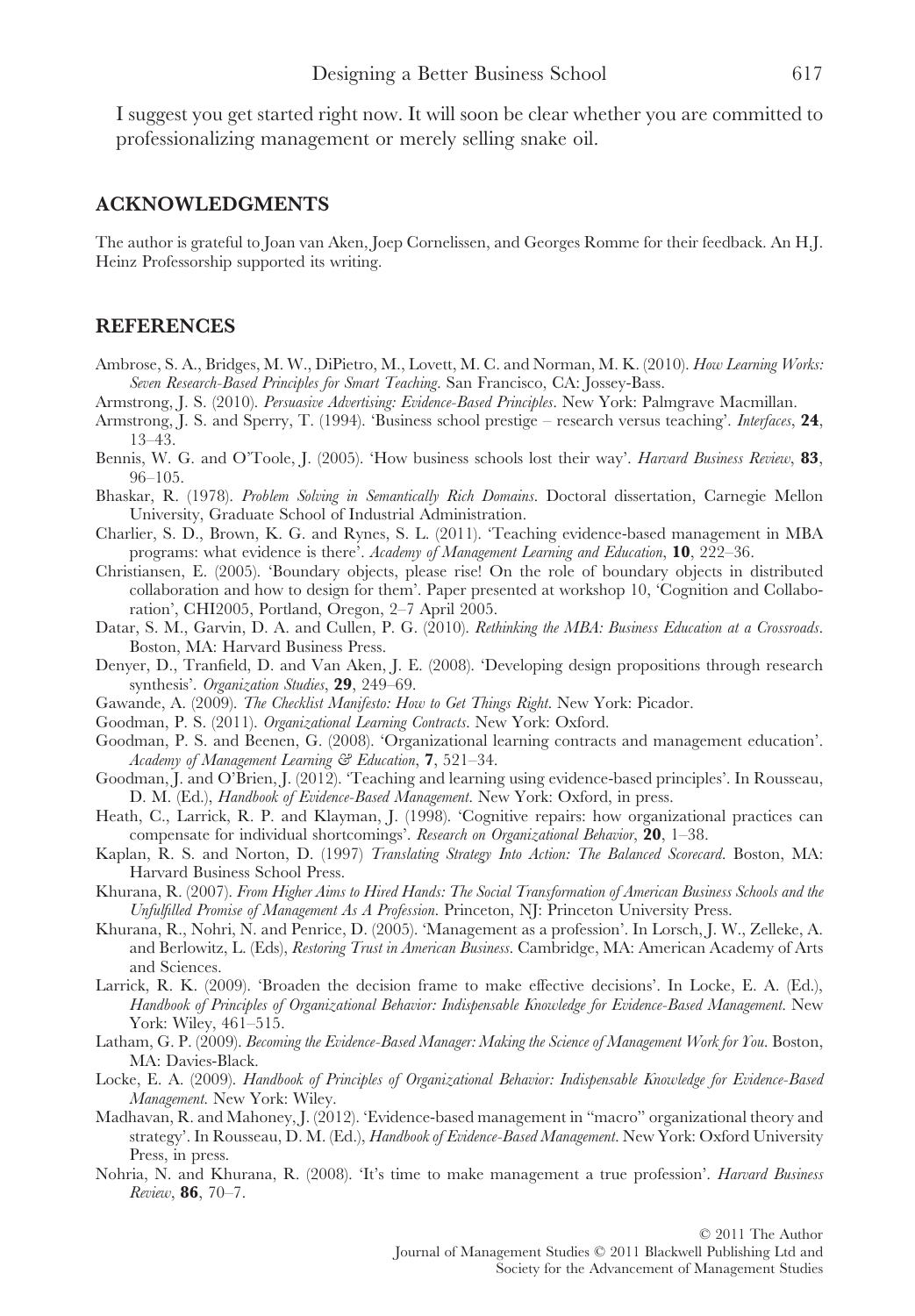I suggest you get started right now. It will soon be clear whether you are committed to professionalizing management or merely selling snake oil.

## ACKNOWLEDGMENTS

The author is grateful to Joan van Aken, Joep Cornelissen, and Georges Romme for their feedback. An H.J. Heinz Professorship supported its writing.

## REFERENCES

Ambrose, S. A., Bridges, M. W., DiPietro, M., Lovett, M. C. and Norman, M. K. (2010). *How Learning Works: Seven Research-Based Principles for Smart Teaching*. San Francisco, CA: Jossey-Bass.

Armstrong, J. S. (2010). *Persuasive Advertising: Evidence-Based Principles*. New York: Palmgrave Macmillan.

Armstrong, J. S. and Sperry, T. (1994). 'Business school prestige – research versus teaching'. *Interfaces*, **24**, 13–43.

Bennis, W. G. and O'Toole, J. (2005). 'How business schools lost their way'. *Harvard Business Review*, **83**, 96–105.

Bhaskar, R. (1978). *Problem Solving in Semantically Rich Domains*. Doctoral dissertation, Carnegie Mellon University, Graduate School of Industrial Administration.

Charlier, S. D., Brown, K. G. and Rynes, S. L. (2011). 'Teaching evidence-based management in MBA programs: what evidence is there'. *Academy of Management Learning and Education*, **10**, 222–36.

Christiansen, E. (2005). 'Boundary objects, please rise! On the role of boundary objects in distributed collaboration and how to design for them'. Paper presented at workshop 10, 'Cognition and Collaboration', CHI2005, Portland, Oregon, 2–7 April 2005.

Datar, S. M., Garvin, D. A. and Cullen, P. G. (2010). *Rethinking the MBA: Business Education at a Crossroads*. Boston, MA: Harvard Business Press.

Denyer, D., Tranfield, D. and Van Aken, J. E. (2008). 'Developing design propositions through research synthesis'. *Organization Studies*, **29**, 249–69.

Gawande, A. (2009). *The Checklist Manifesto: How to Get Things Right*. New York: Picador.

Goodman, P. S. (2011). *Organizational Learning Contracts*. New York: Oxford.

Goodman, P. S. and Beenen, G. (2008). 'Organizational learning contracts and management education'. *Academy of Management Learning & Education*, **7**, 521–34.

Goodman, J. and O'Brien, J. (2012). 'Teaching and learning using evidence-based principles'. In Rousseau, D. M. (Ed.), *Handbook of Evidence-Based Management*. New York: Oxford, in press.

Heath, C., Larrick, R. P. and Klayman, J. (1998). 'Cognitive repairs: how organizational practices can compensate for individual shortcomings'. *Research on Organizational Behavior*, **20**, 1–38.

Kaplan, R. S. and Norton, D. (1997) *Translating Strategy Into Action: The Balanced Scorecard*. Boston, MA: Harvard Business School Press.

Khurana, R. (2007). *From Higher Aims to Hired Hands: The Social Transformation of American Business Schools and the Unfulfilled Promise of Management As A Profession*. Princeton, NJ: Princeton University Press.

Khurana, R., Nohri, N. and Penrice, D. (2005). 'Management as a profession'. In Lorsch, J. W., Zelleke, A. and Berlowitz, L. (Eds), *Restoring Trust in American Business*. Cambridge, MA: American Academy of Arts and Sciences.

Larrick, R. K. (2009). 'Broaden the decision frame to make effective decisions'. In Locke, E. A. (Ed.), *Handbook of Principles of Organizational Behavior: Indispensable Knowledge for Evidence-Based Management*. New York: Wiley, 461–515.

Latham, G. P. (2009). *Becoming the Evidence-Based Manager: Making the Science of Management Work for You*. Boston, MA: Davies-Black.

Locke, E. A. (2009). *Handbook of Principles of Organizational Behavior: Indispensable Knowledge for Evidence-Based Management*. New York: Wiley.

Madhavan, R. and Mahoney, J. (2012). 'Evidence-based management in "macro" organizational theory and strategy'. In Rousseau, D. M. (Ed.), *Handbook of Evidence-Based Management*. New York: Oxford University Press, in press.

Nohria, N. and Khurana, R. (2008). 'It's time to make management a true profession'. *Harvard Business Review*, **86**, 70–7.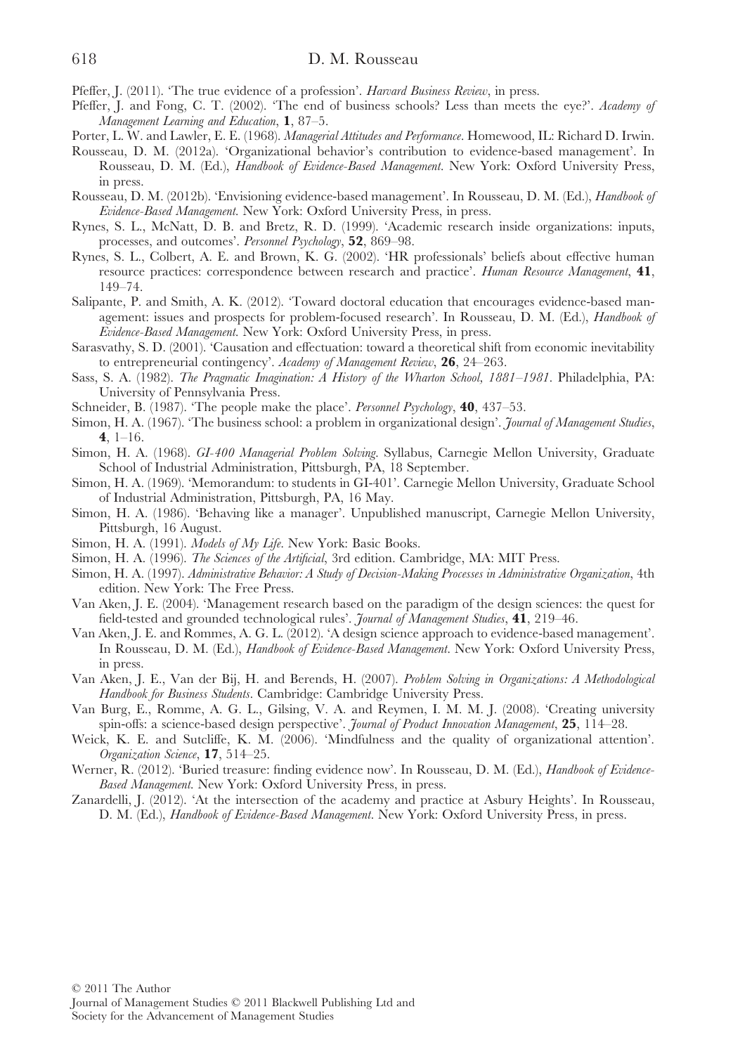Pfeffer, J. (2011). 'The true evidence of a profession'. *Harvard Business Review*, in press.

Pfeffer, J. and Fong, C. T. (2002). 'The end of business schools? Less than meets the eye?'. *Academy of Management Learning and Education*, **1**, 87–5.

Porter, L. W. and Lawler, E. E. (1968). *Managerial Attitudes and Performance*. Homewood, IL: Richard D. Irwin.

Rousseau, D. M. (2012a). 'Organizational behavior's contribution to evidence-based management'. In Rousseau, D. M. (Ed.), *Handbook of Evidence-Based Management*. New York: Oxford University Press, in press.

Rousseau, D. M. (2012b). 'Envisioning evidence-based management'. In Rousseau, D. M. (Ed.), *Handbook of Evidence-Based Management*. New York: Oxford University Press, in press.

Rynes, S. L., McNatt, D. B. and Bretz, R. D. (1999). 'Academic research inside organizations: inputs, processes, and outcomes'. *Personnel Psychology*, **52**, 869–98.

Rynes, S. L., Colbert, A. E. and Brown, K. G. (2002). 'HR professionals' beliefs about effective human resource practices: correspondence between research and practice'. *Human Resource Management*, **41**, 149–74.

Salipante, P. and Smith, A. K. (2012). 'Toward doctoral education that encourages evidence-based management: issues and prospects for problem-focused research'. In Rousseau, D. M. (Ed.), *Handbook of Evidence-Based Management*. New York: Oxford University Press, in press.

Sarasvathy, S. D. (2001). 'Causation and effectuation: toward a theoretical shift from economic inevitability to entrepreneurial contingency'. *Academy of Management Review*, **26**, 24–263.

Sass, S. A. (1982). *The Pragmatic Imagination: A History of the Wharton School, 1881–1981*. Philadelphia, PA: University of Pennsylvania Press.

Schneider, B. (1987). 'The people make the place'. *Personnel Psychology*, **40**, 437–53.

Simon, H. A. (1967). 'The business school: a problem in organizational design'. *Journal of Management Studies*, **4**, 1–16.

Simon, H. A. (1968). *GI-400 Managerial Problem Solving*. Syllabus, Carnegie Mellon University, Graduate School of Industrial Administration, Pittsburgh, PA, 18 September.

Simon, H. A. (1969). 'Memorandum: to students in GI-401'. Carnegie Mellon University, Graduate School of Industrial Administration, Pittsburgh, PA, 16 May.

Simon, H. A. (1986). 'Behaving like a manager'. Unpublished manuscript, Carnegie Mellon University, Pittsburgh, 16 August.

Simon, H. A. (1991). *Models of My Life*. New York: Basic Books.

Simon, H. A. (1996). *The Sciences of the Artificial*, 3rd edition. Cambridge, MA: MIT Press.

Simon, H. A. (1997). *Administrative Behavior: A Study of Decision-Making Processes in Administrative Organization*, 4th edition. New York: The Free Press.

Van Aken, J. E. (2004). 'Management research based on the paradigm of the design sciences: the quest for field-tested and grounded technological rules'. *Journal of Management Studies*, **41**, 219–46.

Van Aken, J. E. and Rommes, A. G. L. (2012). 'A design science approach to evidence-based management'. In Rousseau, D. M. (Ed.), *Handbook of Evidence-Based Management*. New York: Oxford University Press, in press.

Van Aken, J. E., Van der Bij, H. and Berends, H. (2007). *Problem Solving in Organizations: A Methodological Handbook for Business Students*. Cambridge: Cambridge University Press.

Van Burg, E., Romme, A. G. L., Gilsing, V. A. and Reymen, I. M. M. J. (2008). 'Creating university spin-offs: a science-based design perspective'. *Journal of Product Innovation Management*, **25**, 114–28.

Weick, K. E. and Sutcliffe, K. M. (2006). 'Mindfulness and the quality of organizational attention'. *Organization Science*, **17**, 514–25.

Werner, R. (2012). 'Buried treasure: finding evidence now'. In Rousseau, D. M. (Ed.), *Handbook of Evidence-Based Management*. New York: Oxford University Press, in press.

Zanardelli, J. (2012). 'At the intersection of the academy and practice at Asbury Heights'. In Rousseau, D. M. (Ed.), *Handbook of Evidence-Based Management*. New York: Oxford University Press, in press.